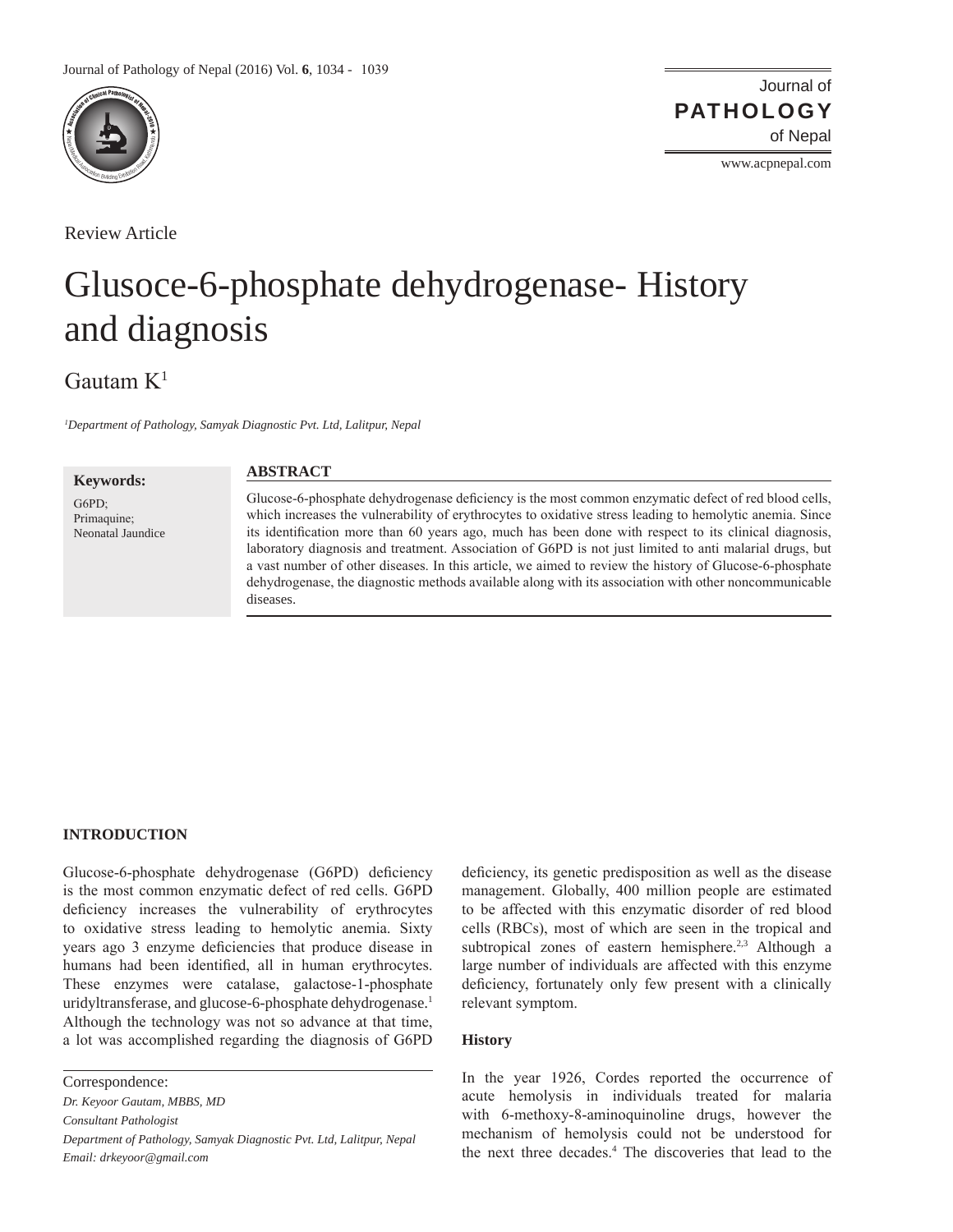Review Article

# Glusoce-6-phosphate dehydrogenase- History and diagnosis

Gautam K[1]

*[1]Department of Pathology, Samyak Diagnostic Pvt. Ltd, Lalitpur, Nepal*

**Keywords:**
G6PD;
Primaquine;
Neonatal Jaundice

## ABSTRACT

Glucose-6-phosphate dehydrogenase deficiency is the most common enzymatic defect of red blood cells, which increases the vulnerability of erythrocytes to oxidative stress leading to hemolytic anemia. Since its identification more than 60 years ago, much has been done with respect to its clinical diagnosis, laboratory diagnosis and treatment. Association of G6PD is not just limited to anti malarial drugs, but a vast number of other diseases. In this article, we aimed to review the history of Glucose-6-phosphate dehydrogenase, the diagnostic methods available along with its association with other noncommunicable diseases.

## INTRODUCTION

Glucose-6-phosphate dehydrogenase (G6PD) deficiency is the most common enzymatic defect of red cells. G6PD deficiency increases the vulnerability of erythrocytes to oxidative stress leading to hemolytic anemia. Sixty years ago 3 enzyme deficiencies that produce disease in humans had been identified, all in human erythrocytes. These enzymes were catalase, galactose-1-phosphate uridyltransferase, and glucose-6-phosphate dehydrogenase.[1] Although the technology was not so advance at that time, a lot was accomplished regarding the diagnosis of G6PD deficiency, its genetic predisposition as well as the disease management. Globally, 400 million people are estimated to be affected with this enzymatic disorder of red blood cells (RBCs), most of which are seen in the tropical and subtropical zones of eastern hemisphere.[2,3] Although a large number of individuals are affected with this enzyme deficiency, fortunately only few present with a clinically relevant symptom.

### History

In the year 1926, Cordes reported the occurrence of acute hemolysis in individuals treated for malaria with 6-methoxy-8-aminoquinoline drugs, however the mechanism of hemolysis could not be understood for the next three decades.[4] The discoveries that lead to the

Correspondence:
*Dr. Keyoor Gautam, MBBS, MD*
*Consultant Pathologist*
*Department of Pathology, Samyak Diagnostic Pvt. Ltd, Lalitpur, Nepal*
*Email: drkeyoor@gmail.com*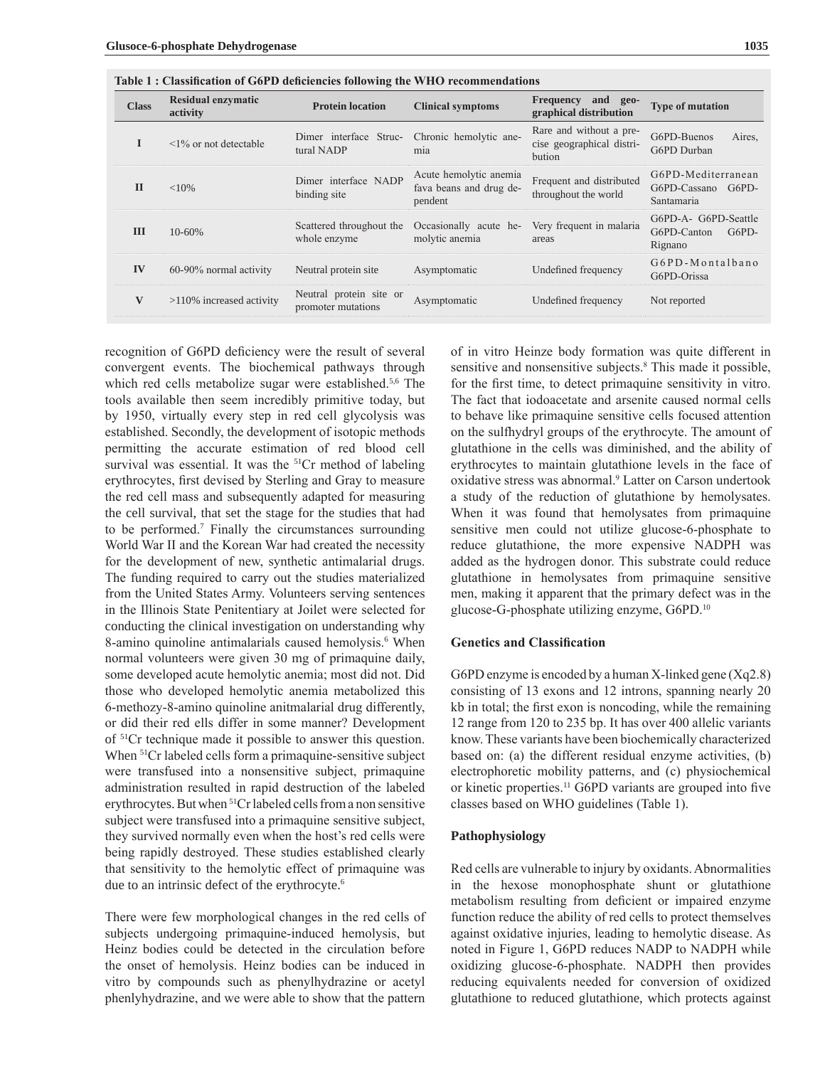**Table 1 : Classification of G6PD deficiencies following the WHO recommendations**

| Class | Residual enzymatic activity | Protein location | Clinical symptoms | Frequency and geographical distribution | Type of mutation |
|---|---|---|---|---|---|
| I | <1% or not detectable | Dimer interface Structural NADP | Chronic hemolytic anemia | Rare and without a precise geographical distribution | G6PD-Buenos Aires, G6PD Durban |
| II | <10% | Dimer interface NADP binding site | Acute hemolytic anemia fava beans and drug dependent | Frequent and distributed throughout the world | G6PD-Mediterranean G6PD-Cassano G6PD-Santamaria |
| III | 10-60% | Scattered throughout the whole enzyme | Occasionally acute hemolytic anemia | Very frequent in malaria areas | G6PD-A- G6PD-Seattle G6PD-Canton G6PD-Rignano |
| IV | 60-90% normal activity | Neutral protein site | Asymptomatic | Undefined frequency | G6PD-Montalbano G6PD-Orissa |
| V | >110% increased activity | Neutral protein site or promoter mutations | Asymptomatic | Undefined frequency | Not reported |

recognition of G6PD deficiency were the result of several convergent events. The biochemical pathways through which red cells metabolize sugar were established.[5,6] The tools available then seem incredibly primitive today, but by 1950, virtually every step in red cell glycolysis was established. Secondly, the development of isotopic methods permitting the accurate estimation of red blood cell survival was essential. It was the $^{51}Cr$ method of labeling erythrocytes, first devised by Sterling and Gray to measure the red cell mass and subsequently adapted for measuring the cell survival, that set the stage for the studies that had to be performed.[7] Finally the circumstances surrounding World War II and the Korean War had created the necessity for the development of new, synthetic antimalarial drugs. The funding required to carry out the studies materialized from the United States Army. Volunteers serving sentences in the Illinois State Penitentiary at Joilet were selected for conducting the clinical investigation on understanding why 8-amino quinoline antimalarials caused hemolysis.[6] When normal volunteers were given 30 mg of primaquine daily, some developed acute hemolytic anemia; most did not. Did those who developed hemolytic anemia metabolized this 6-methozy-8-amino quinoline anitmalarial drug differently, or did their red ells differ in some manner? Development of $^{51}Cr$ technique made it possible to answer this question. When $^{51}Cr$ labeled cells form a primaquine-sensitive subject were transfused into a nonsensitive subject, primaquine administration resulted in rapid destruction of the labeled erythrocytes. But when $^{51}Cr$ labeled cells from a non sensitive subject were transfused into a primaquine sensitive subject, they survived normally even when the host's red cells were being rapidly destroyed. These studies established clearly that sensitivity to the hemolytic effect of primaquine was due to an intrinsic defect of the erythrocyte.[6]

There were few morphological changes in the red cells of subjects undergoing primaquine-induced hemolysis, but Heinz bodies could be detected in the circulation before the onset of hemolysis. Heinz bodies can be induced in vitro by compounds such as phenylhydrazine or acetyl phenlyhydrazine, and we were able to show that the pattern of in vitro Heinze body formation was quite different in sensitive and nonsensitive subjects.[8] This made it possible, for the first time, to detect primaquine sensitivity in vitro. The fact that iodoacetate and arsenite caused normal cells to behave like primaquine sensitive cells focused attention on the sulfhydryl groups of the erythrocyte. The amount of glutathione in the cells was diminished, and the ability of erythrocytes to maintain glutathione levels in the face of oxidative stress was abnormal.[9] Latter on Carson undertook a study of the reduction of glutathione by hemolysates. When it was found that hemolysates from primaquine sensitive men could not utilize glucose-6-phosphate to reduce glutathione, the more expensive NADPH was added as the hydrogen donor. This substrate could reduce glutathione in hemolysates from primaquine sensitive men, making it apparent that the primary defect was in the glucose-G-phosphate utilizing enzyme, G6PD.[10]

## Genetics and Classification

G6PD enzyme is encoded by a human X-linked gene (Xq2.8) consisting of 13 exons and 12 introns, spanning nearly 20 kb in total; the first exon is noncoding, while the remaining 12 range from 120 to 235 bp. It has over 400 allelic variants know. These variants have been biochemically characterized based on: (a) the different residual enzyme activities, (b) electrophoretic mobility patterns, and (c) physiochemical or kinetic properties.[11] G6PD variants are grouped into five classes based on WHO guidelines (Table 1).

## Pathophysiology

Red cells are vulnerable to injury by oxidants. Abnormalities in the hexose monophosphate shunt or glutathione metabolism resulting from deficient or impaired enzyme function reduce the ability of red cells to protect themselves against oxidative injuries, leading to hemolytic disease. As noted in Figure 1, G6PD reduces NADP to NADPH while oxidizing glucose-6-phosphate. NADPH then provides reducing equivalents needed for conversion of oxidized glutathione to reduced glutathione, which protects against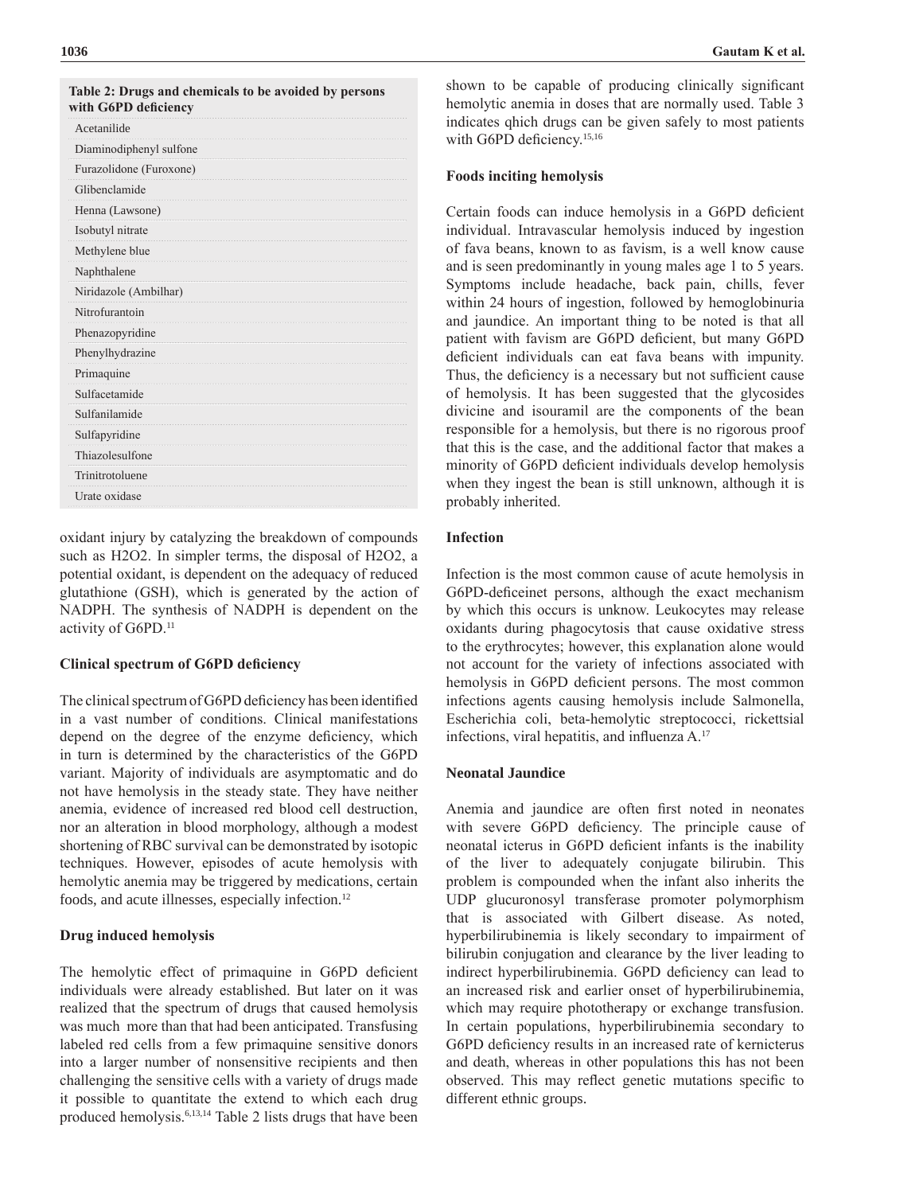**Table 2: Drugs and chemicals to be avoided by persons with G6PD deficiency**

| Drugs and chemicals |
|---|
| Acetanilide |
| Diaminodiphenyl sulfone |
| Furazolidone (Furoxone) |
| Glibenclamide |
| Henna (Lawsone) |
| Isobutyl nitrate |
| Methylene blue |
| Naphthalene |
| Niridazole (Ambilhar) |
| Nitrofurantoin |
| Phenazopyridine |
| Phenylhydrazine |
| Primaquine |
| Sulfacetamide |
| Sulfanilamide |
| Sulfapyridine |
| Thiazolesulfone |
| Trinitrotoluene |
| Urate oxidase |

oxidant injury by catalyzing the breakdown of compounds such as H2O2. In simpler terms, the disposal of H2O2, a potential oxidant, is dependent on the adequacy of reduced glutathione (GSH), which is generated by the action of NADPH. The synthesis of NADPH is dependent on the activity of G6PD.[11]

### Clinical spectrum of G6PD deficiency

The clinical spectrum of G6PD deficiency has been identified in a vast number of conditions. Clinical manifestations depend on the degree of the enzyme deficiency, which in turn is determined by the characteristics of the G6PD variant. Majority of individuals are asymptomatic and do not have hemolysis in the steady state. They have neither anemia, evidence of increased red blood cell destruction, nor an alteration in blood morphology, although a modest shortening of RBC survival can be demonstrated by isotopic techniques. However, episodes of acute hemolysis with hemolytic anemia may be triggered by medications, certain foods, and acute illnesses, especially infection.[12]

### Drug induced hemolysis

The hemolytic effect of primaquine in G6PD deficient individuals were already established. But later on it was realized that the spectrum of drugs that caused hemolysis was much more than that had been anticipated. Transfusing labeled red cells from a few primaquine sensitive donors into a larger number of nonsensitive recipients and then challenging the sensitive cells with a variety of drugs made it possible to quantitate the extend to which each drug produced hemolysis.[6,13,14] Table 2 lists drugs that have been shown to be capable of producing clinically significant hemolytic anemia in doses that are normally used. Table 3 indicates qhich drugs can be given safely to most patients with G6PD deficiency.[15,16]

### Foods inciting hemolysis

Certain foods can induce hemolysis in a G6PD deficient individual. Intravascular hemolysis induced by ingestion of fava beans, known to as favism, is a well know cause and is seen predominantly in young males age 1 to 5 years. Symptoms include headache, back pain, chills, fever within 24 hours of ingestion, followed by hemoglobinuria and jaundice. An important thing to be noted is that all patient with favism are G6PD deficient, but many G6PD deficient individuals can eat fava beans with impunity. Thus, the deficiency is a necessary but not sufficient cause of hemolysis. It has been suggested that the glycosides divicine and isouramil are the components of the bean responsible for a hemolysis, but there is no rigorous proof that this is the case, and the additional factor that makes a minority of G6PD deficient individuals develop hemolysis when they ingest the bean is still unknown, although it is probably inherited.

### Infection

Infection is the most common cause of acute hemolysis in G6PD-deficeinet persons, although the exact mechanism by which this occurs is unknow. Leukocytes may release oxidants during phagocytosis that cause oxidative stress to the erythrocytes; however, this explanation alone would not account for the variety of infections associated with hemolysis in G6PD deficient persons. The most common infections agents causing hemolysis include Salmonella, Escherichia coli, beta-hemolytic streptococci, rickettsial infections, viral hepatitis, and influenza A.[17]

### Neonatal Jaundice

Anemia and jaundice are often first noted in neonates with severe G6PD deficiency. The principle cause of neonatal icterus in G6PD deficient infants is the inability of the liver to adequately conjugate bilirubin. This problem is compounded when the infant also inherits the UDP glucuronosyl transferase promoter polymorphism that is associated with Gilbert disease. As noted, hyperbilirubinemia is likely secondary to impairment of bilirubin conjugation and clearance by the liver leading to indirect hyperbilirubinemia. G6PD deficiency can lead to an increased risk and earlier onset of hyperbilirubinemia, which may require phototherapy or exchange transfusion. In certain populations, hyperbilirubinemia secondary to G6PD deficiency results in an increased rate of kernicterus and death, whereas in other populations this has not been observed. This may reflect genetic mutations specific to different ethnic groups.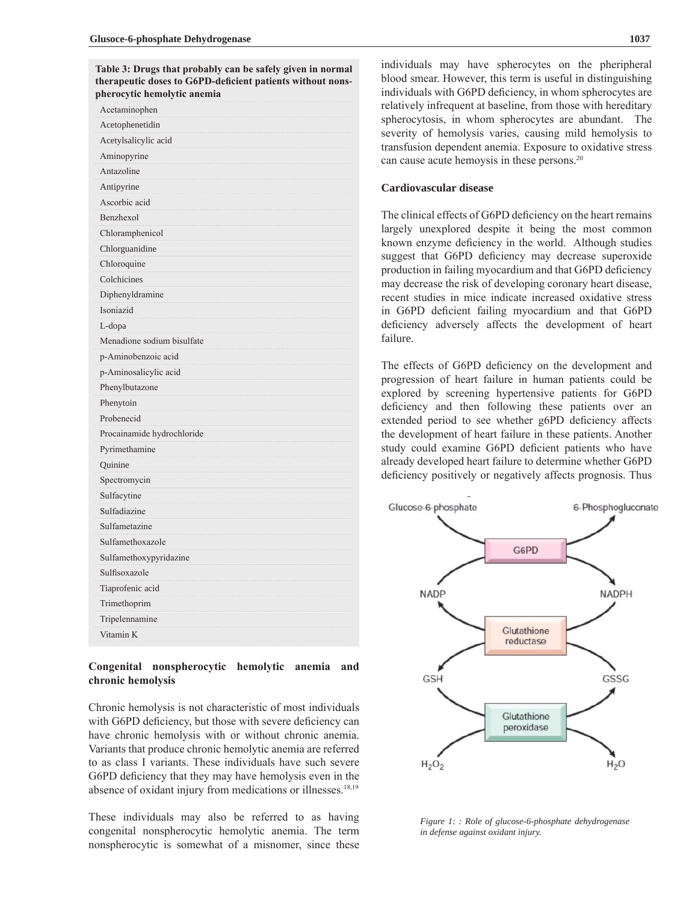**Table 3: Drugs that probably can be safely given in normal therapeutic doses to G6PD-deficient patients without nonspherocytic hemolytic anemia**

| |
|---|
| Acetaminophen |
| Acetophenetidin |
| Acetylsalicylic acid |
| Aminopyrine |
| Antazoline |
| Antipyrine |
| Ascorbic acid |
| Benzhexol |
| Chloramphenicol |
| Chlorguanidine |
| Chloroquine |
| Colchicines |
| Diphenyldramine |
| Isoniazid |
| L-dopa |
| Menadione sodium bisulfate |
| p-Aminobenzoic acid |
| p-Aminosalicylic acid |
| Phenylbutazone |
| Phenytoin |
| Probenecid |
| Procainamide hydrochloride |
| Pyrimethamine |
| Quinine |
| Spectromycin |
| Sulfacytine |
| Sulfadiazine |
| Sulfametazine |
| Sulfamethoxazole |
| Sulfamethoxypyridazine |
| Sulfisoxazole |
| Tiaprofenic acid |
| Trimethoprim |
| Tripelennamine |
| Vitamin K |

## Congenital nonspherocytic hemolytic anemia and chronic hemolysis

Chronic hemolysis is not characteristic of most individuals with G6PD deficiency, but those with severe deficiency can have chronic hemolysis with or without chronic anemia. Variants that produce chronic hemolytic anemia are referred to as class I variants. These individuals have such severe G6PD deficiency that they may have hemolysis even in the absence of oxidant injury from medications or illnesses.[18,19]

These individuals may also be referred to as having congenital nonspherocytic hemolytic anemia. The term nonspherocytic is somewhat of a misnomer, since these individuals may have spherocytes on the pheripheral blood smear. However, this term is useful in distinguishing individuals with G6PD deficiency, in whom spherocytes are relatively infrequent at baseline, from those with hereditary spherocytosis, in whom spherocytes are abundant. The severity of hemolysis varies, causing mild hemolysis to transfusion dependent anemia. Exposure to oxidative stress can cause acute hemoysis in these persons.[20]

## Cardiovascular disease

The clinical effects of G6PD deficiency on the heart remains largely unexplored despite it being the most common known enzyme deficiency in the world. Although studies suggest that G6PD deficiency may decrease superoxide production in failing myocardium and that G6PD deficiency may decrease the risk of developing coronary heart disease, recent studies in mice indicate increased oxidative stress in G6PD deficient failing myocardium and that G6PD deficiency adversely affects the development of heart failure.

The effects of G6PD deficiency on the development and progression of heart failure in human patients could be explored by screening hypertensive patients for G6PD deficiency and then following these patients over an extended period to see whether g6PD deficiency affects the development of heart failure in these patients. Another study could examine G6PD deficient patients who have already developed heart failure to determine whether G6PD deficiency positively or negatively affects prognosis. Thus

*Figure 1: : Role of glucose-6-phosphate dehydrogenase in defense against oxidant injury.*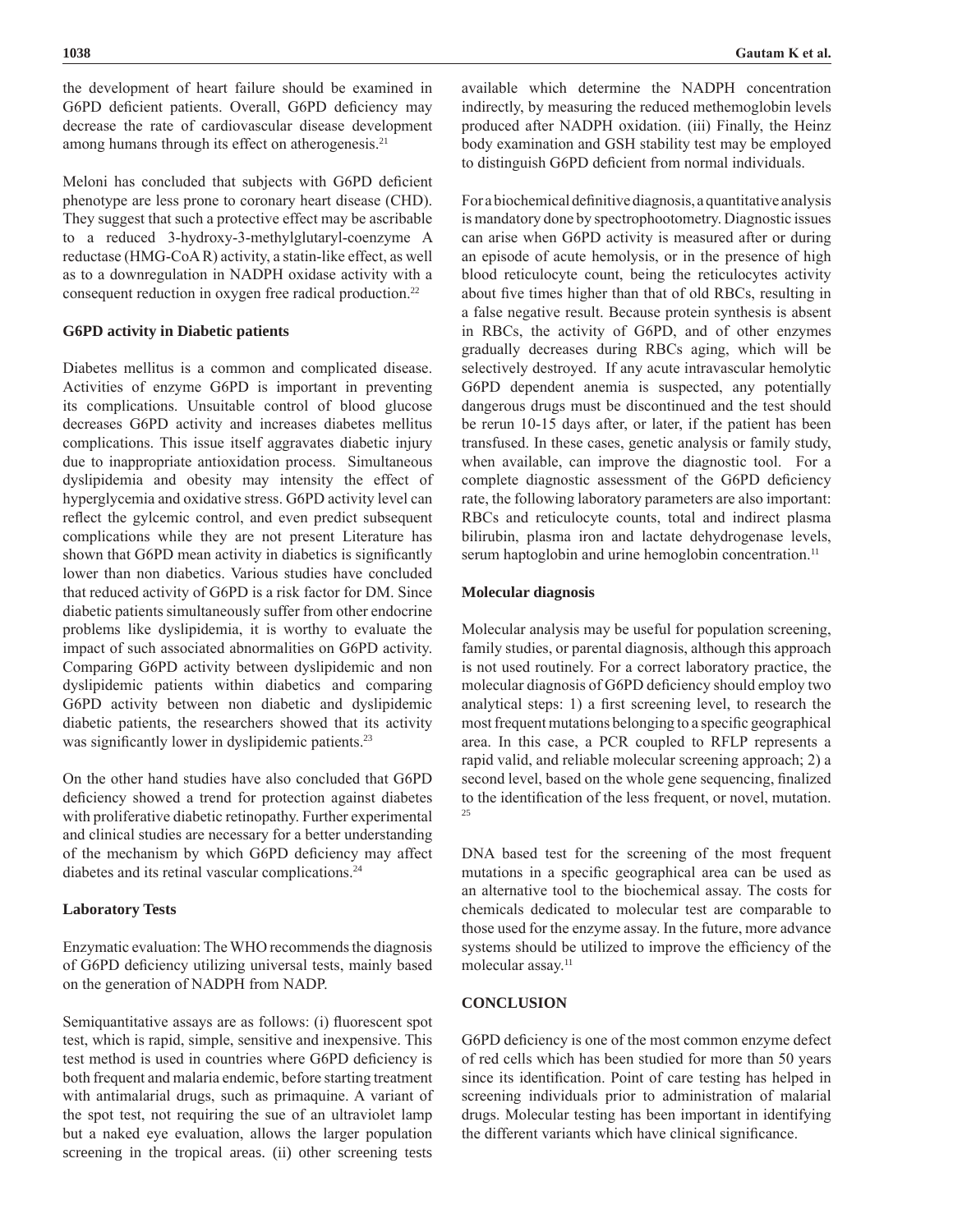the development of heart failure should be examined in G6PD deficient patients. Overall, G6PD deficiency may decrease the rate of cardiovascular disease development among humans through its effect on atherogenesis.[21]

Meloni has concluded that subjects with G6PD deficient phenotype are less prone to coronary heart disease (CHD). They suggest that such a protective effect may be ascribable to a reduced 3-hydroxy-3-methylglutaryl-coenzyme A reductase (HMG-CoA R) activity, a statin-like effect, as well as to a downregulation in NADPH oxidase activity with a consequent reduction in oxygen free radical production.[22]

**G6PD activity in Diabetic patients**

Diabetes mellitus is a common and complicated disease. Activities of enzyme G6PD is important in preventing its complications. Unsuitable control of blood glucose decreases G6PD activity and increases diabetes mellitus complications. This issue itself aggravates diabetic injury due to inappropriate antioxidation process. Simultaneous dyslipidemia and obesity may intensity the effect of hyperglycemia and oxidative stress. G6PD activity level can reflect the gylcemic control, and even predict subsequent complications while they are not present Literature has shown that G6PD mean activity in diabetics is significantly lower than non diabetics. Various studies have concluded that reduced activity of G6PD is a risk factor for DM. Since diabetic patients simultaneously suffer from other endocrine problems like dyslipidemia, it is worthy to evaluate the impact of such associated abnormalities on G6PD activity. Comparing G6PD activity between dyslipidemic and non dyslipidemic patients within diabetics and comparing G6PD activity between non diabetic and dyslipidemic diabetic patients, the researchers showed that its activity was significantly lower in dyslipidemic patients.[23]

On the other hand studies have also concluded that G6PD deficiency showed a trend for protection against diabetes with proliferative diabetic retinopathy. Further experimental and clinical studies are necessary for a better understanding of the mechanism by which G6PD deficiency may affect diabetes and its retinal vascular complications.[24]

**Laboratory Tests**

Enzymatic evaluation: The WHO recommends the diagnosis of G6PD deficiency utilizing universal tests, mainly based on the generation of NADPH from NADP.

Semiquantitative assays are as follows: (i) fluorescent spot test, which is rapid, simple, sensitive and inexpensive. This test method is used in countries where G6PD deficiency is both frequent and malaria endemic, before starting treatment with antimalarial drugs, such as primaquine. A variant of the spot test, not requiring the sue of an ultraviolet lamp but a naked eye evaluation, allows the larger population screening in the tropical areas. (ii) other screening tests available which determine the NADPH concentration indirectly, by measuring the reduced methemoglobin levels produced after NADPH oxidation. (iii) Finally, the Heinz body examination and GSH stability test may be employed to distinguish G6PD deficient from normal individuals.

For a biochemical definitive diagnosis, a quantitative analysis is mandatory done by spectrophootometry. Diagnostic issues can arise when G6PD activity is measured after or during an episode of acute hemolysis, or in the presence of high blood reticulocyte count, being the reticulocytes activity about five times higher than that of old RBCs, resulting in a false negative result. Because protein synthesis is absent in RBCs, the activity of G6PD, and of other enzymes gradually decreases during RBCs aging, which will be selectively destroyed. If any acute intravascular hemolytic G6PD dependent anemia is suspected, any potentially dangerous drugs must be discontinued and the test should be rerun 10-15 days after, or later, if the patient has been transfused. In these cases, genetic analysis or family study, when available, can improve the diagnostic tool. For a complete diagnostic assessment of the G6PD deficiency rate, the following laboratory parameters are also important: RBCs and reticulocyte counts, total and indirect plasma bilirubin, plasma iron and lactate dehydrogenase levels, serum haptoglobin and urine hemoglobin concentration.[11]

**Molecular diagnosis**

Molecular analysis may be useful for population screening, family studies, or parental diagnosis, although this approach is not used routinely. For a correct laboratory practice, the molecular diagnosis of G6PD deficiency should employ two analytical steps: 1) a first screening level, to research the most frequent mutations belonging to a specific geographical area. In this case, a PCR coupled to RFLP represents a rapid valid, and reliable molecular screening approach; 2) a second level, based on the whole gene sequencing, finalized to the identification of the less frequent, or novel, mutation.[25]

DNA based test for the screening of the most frequent mutations in a specific geographical area can be used as an alternative tool to the biochemical assay. The costs for chemicals dedicated to molecular test are comparable to those used for the enzyme assay. In the future, more advance systems should be utilized to improve the efficiency of the molecular assay.[11]

## CONCLUSION

G6PD deficiency is one of the most common enzyme defect of red cells which has been studied for more than 50 years since its identification. Point of care testing has helped in screening individuals prior to administration of malarial drugs. Molecular testing has been important in identifying the different variants which have clinical significance.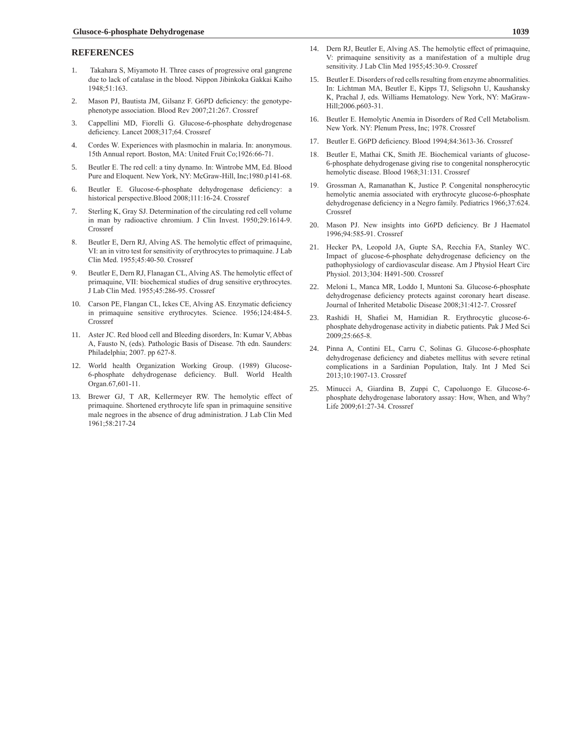## REFERENCES

1. Takahara S, Miyamoto H. Three cases of progressive oral gangrene due to lack of catalase in the blood. Nippon Jibinkoka Gakkai Kaiho 1948;51:163.
2. Mason PJ, Bautista JM, Gilsanz F. G6PD deficiency: the genotype-phenotype association. Blood Rev 2007;21:267. Crossref
3. Cappellini MD, Fiorelli G. Glucose-6-phosphate dehydrogenase deficiency. Lancet 2008;317;64. Crossref
4. Cordes W. Experiences with plasmochin in malaria. In: anonymous. 15th Annual report. Boston, MA: United Fruit Co;1926:66-71.
5. Beutler E. The red cell: a tiny dynamo. In: Wintrobe MM, Ed. Blood Pure and Eloquent. New York, NY: McGraw-Hill, Inc;1980.p141-68.
6. Beutler E. Glucose-6-phosphate dehydrogenase deficiency: a historical perspective.Blood 2008;111:16-24. Crossref
7. Sterling K, Gray SJ. Determination of the circulating red cell volume in man by radioactive chromium. J Clin Invest. 1950;29:1614-9. Crossref
8. Beutler E, Dern RJ, Alving AS. The hemolytic effect of primaquine, VI: an in vitro test for sensitivity of erythrocytes to primaquine. J Lab Clin Med. 1955;45:40-50. Crossref
9. Beutler E, Dern RJ, Flanagan CL, Alving AS. The hemolytic effect of primaquine, VII: biochemical studies of drug sensitive erythrocytes. J Lab Clin Med. 1955;45:286-95. Crossref
10. Carson PE, Flangan CL, Ickes CE, Alving AS. Enzymatic deficiency in primaquine sensitive erythrocytes. Science. 1956;124:484-5. Crossref
11. Aster JC. Red blood cell and Bleeding disorders, In: Kumar V, Abbas A, Fausto N, (eds). Pathologic Basis of Disease. 7th edn. Saunders: Philadelphia; 2007. pp 627-8.
12. World health Organization Working Group. (1989) Glucose-6-phosphate dehydrogenase deficiency. Bull. World Health Organ.67,601-11.
13. Brewer GJ, T AR, Kellermeyer RW. The hemolytic effect of primaquine. Shortened erythrocyte life span in primaquine sensitive male negroes in the absence of drug administration. J Lab Clin Med 1961;58:217-24
14. Dern RJ, Beutler E, Alving AS. The hemolytic effect of primaquine, V: primaquine sensitivity as a manifestation of a multiple drug sensitivity. J Lab Clin Med 1955;45:30-9. Crossref
15. Beutler E. Disorders of red cells resulting from enzyme abnormalities. In: Lichtman MA, Beutler E, Kipps TJ, Seligsohn U, Kaushansky K, Prachal J, eds. Williams Hematology. New York, NY: MaGraw-Hill;2006.p603-31.
16. Beutler E. Hemolytic Anemia in Disorders of Red Cell Metabolism. New York. NY: Plenum Press, Inc; 1978. Crossref
17. Beutler E. G6PD deficiency. Blood 1994;84:3613-36. Crossref
18. Beutler E, Mathai CK, Smith JE. Biochemical variants of glucose-6-phosphate dehydrogenase giving rise to congenital nonspherocytic hemolytic disease. Blood 1968;31:131. Crossref
19. Grossman A, Ramanathan K, Justice P. Congenital nonspherocytic hemolytic anemia associated with erythrocyte glucose-6-phosphate dehydrogenase deficiency in a Negro family. Pediatrics 1966;37:624. Crossref
20. Mason PJ. New insights into G6PD deficiency. Br J Haematol 1996;94:585-91. Crossref
21. Hecker PA, Leopold JA, Gupte SA, Recchia FA, Stanley WC. Impact of glucose-6-phosphate dehydrogenase deficiency on the pathophysiology of cardiovascular disease. Am J Physiol Heart Circ Physiol. 2013;304: H491-500. Crossref
22. Meloni L, Manca MR, Loddo I, Muntoni Sa. Glucose-6-phosphate dehydrogenase deficiency protects against coronary heart disease. Journal of Inherited Metabolic Disease 2008;31:412-7. Crossref
23. Rashidi H, Shafiei M, Hamidian R. Erythrocytic glucose-6-phosphate dehydrogenase activity in diabetic patients. Pak J Med Sci 2009;25:665-8.
24. Pinna A, Contini EL, Carru C, Solinas G. Glucose-6-phosphate dehydrogenase deficiency and diabetes mellitus with severe retinal complications in a Sardinian Population, Italy. Int J Med Sci 2013;10:1907-13. Crossref
25. Minucci A, Giardina B, Zuppi C, Capoluongo E. Glucose-6-phosphate dehydrogenase laboratory assay: How, When, and Why? Life 2009;61:27-34. Crossref